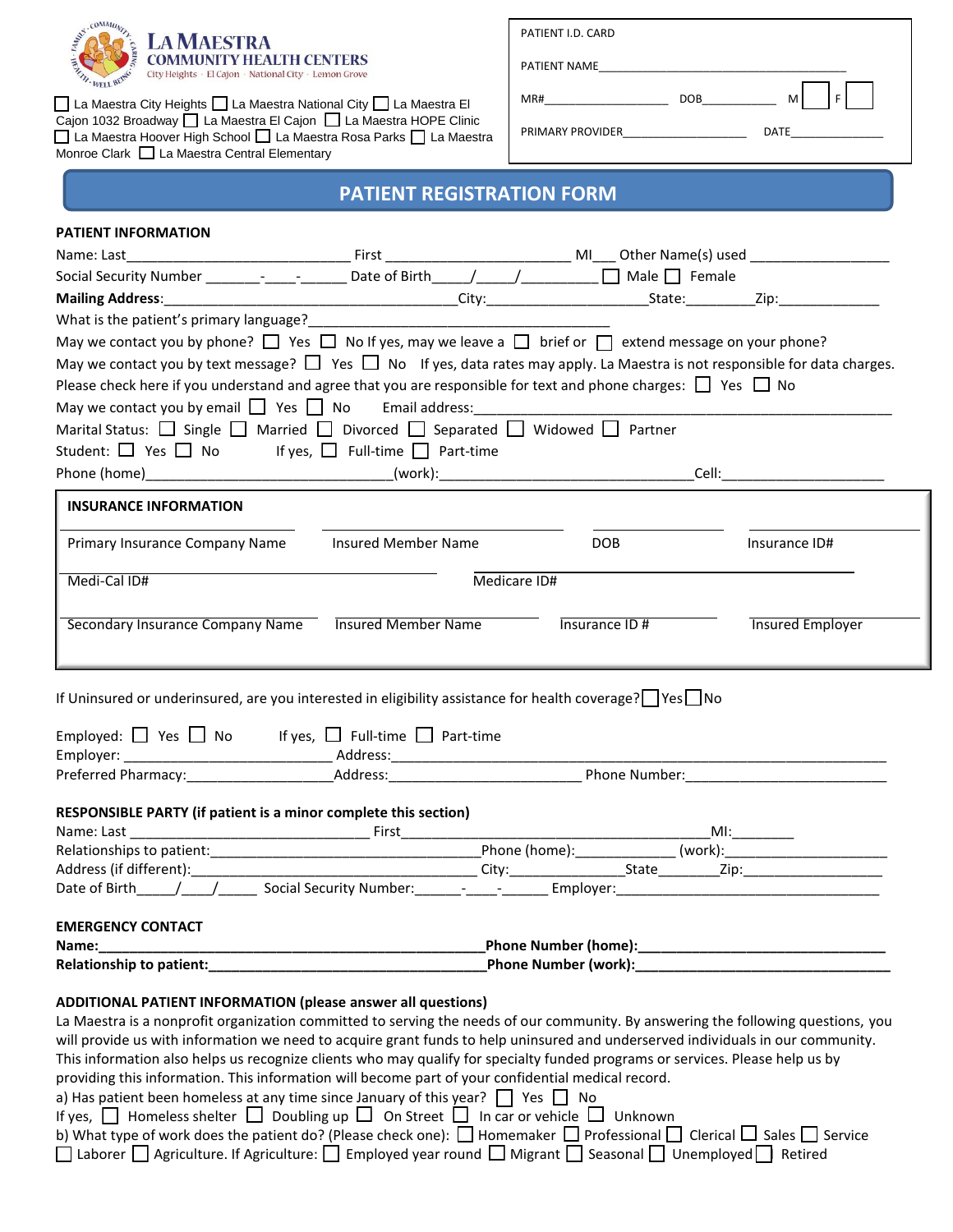**LA MAESTRA COMMUNITY HEALTH CENTERS**
City Heights · El Cajon · National City · Lemon Grove

☐ La Maestra City Heights ☐ La Maestra National City ☐ La Maestra El Cajon 1032 Broadway ☐ La Maestra El Cajon ☐ La Maestra HOPE Clinic ☐ La Maestra Hoover High School ☐ La Maestra Rosa Parks ☐ La Maestra Monroe Clark ☐ La Maestra Central Elementary

PATIENT I.D. CARD

PATIENT NAME_______________________________________

MR#__________________ DOB___________ M ☐ F ☐

PRIMARY PROVIDER___________________ DATE______________

# PATIENT REGISTRATION FORM

## PATIENT INFORMATION

Name: Last_____________________________ First _______________________ MI___ Other Name(s) used _________________

Social Security Number _______-____-______ Date of Birth_____/_____/__________ ☐ Male ☐ Female

**Mailing Address**:_______________________________________City:_____________________State:_________Zip:_____________

What is the patient's primary language?___________________________________________

May we contact you by phone? ☐ Yes ☐ No If yes, may we leave a ☐ brief or ☐ extend message on your phone?

May we contact you by text message? ☐ Yes ☐ No If yes, data rates may apply. La Maestra is not responsible for data charges.

Please check here if you understand and agree that you are responsible for text and phone charges: ☐ Yes ☐ No

May we contact you by email ☐ Yes ☐ No Email address:________________________________________________________

Marital Status: ☐ Single ☐ Married ☐ Divorced ☐ Separated ☐ Widowed ☐ Partner

Student: ☐ Yes ☐ No If yes, ☐ Full-time ☐ Part-time

Phone (home)______________________________(work):_________________________________Cell:_____________________

## INSURANCE INFORMATION

| Primary Insurance Company Name | Insured Member Name | DOB | Insurance ID# |
|---|---|---|---|
| Medi-Cal ID# | | Medicare ID# | |
| Secondary Insurance Company Name | Insured Member Name | Insurance ID # | Insured Employer |

If Uninsured or underinsured, are you interested in eligibility assistance for health coverage? ☐ Yes ☐ No

Employed: ☐ Yes ☐ No If yes, ☐ Full-time ☐ Part-time

Employer: __________________________ Address:_____________________________________________________________

Preferred Pharmacy:___________________Address:________________________ Phone Number:__________________________

## RESPONSIBLE PARTY (if patient is a minor complete this section)

Name: Last ______________________________ First_________________________________________MI:________

Relationships to patient:_________________________________Phone (home):____________ (work):____________________

Address (if different):___________________________________ City:______________State________Zip:__________________

Date of Birth____/____/_____ Social Security Number:______-____-______ Employer:____________________________________

## EMERGENCY CONTACT

**Name:**_________________________________________________**Phone Number (home):**______________________________

**Relationship to patient:**___________________________________**Phone Number (work):**_______________________________

## ADDITIONAL PATIENT INFORMATION (please answer all questions)

La Maestra is a nonprofit organization committed to serving the needs of our community. By answering the following questions, you will provide us with information we need to acquire grant funds to help uninsured and underserved individuals in our community. This information also helps us recognize clients who may qualify for specialty funded programs or services. Please help us by providing this information. This information will become part of your confidential medical record.

a) Has patient been homeless at any time since January of this year? ☐ Yes ☐ No

If yes, ☐ Homeless shelter ☐ Doubling up ☐ On Street ☐ In car or vehicle ☐ Unknown

b) What type of work does the patient do? (Please check one): ☐ Homemaker ☐ Professional ☐ Clerical ☐ Sales ☐ Service ☐ Laborer ☐ Agriculture. If Agriculture: ☐ Employed year round ☐ Migrant ☐ Seasonal ☐ Unemployed ☐ Retired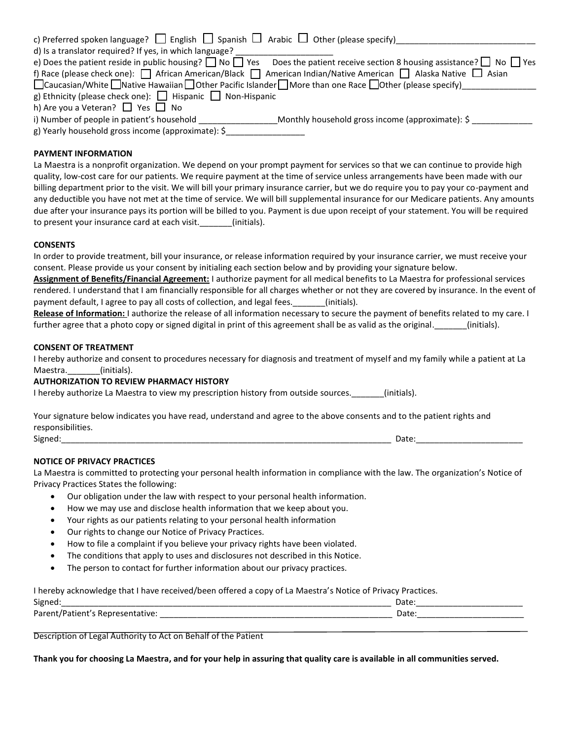c) Preferred spoken language? ☐ English ☐ Spanish ☐ Arabic ☐ Other (please specify)_____________________________

d) Is a translator required? If yes, in which language? _____________________

e) Does the patient reside in public housing? ☐ No ☐ Yes Does the patient receive section 8 housing assistance? ☐ No ☐ Yes

f) Race (please check one): ☐ African American/Black ☐ American Indian/Native American ☐ Alaska Native ☐ Asian ☐ Caucasian/White ☐ Native Hawaiian ☐ Other Pacific Islander ☐ More than one Race ☐ Other (please specify)________________

g) Ethnicity (please check one): ☐ Hispanic ☐ Non-Hispanic

h) Are you a Veteran? ☐ Yes ☐ No

i) Number of people in patient's household _________________ Monthly household gross income (approximate): $ _____________

g) Yearly household gross income (approximate): $_________________

**PAYMENT INFORMATION**

La Maestra is a nonprofit organization. We depend on your prompt payment for services so that we can continue to provide high quality, low-cost care for our patients. We require payment at the time of service unless arrangements have been made with our billing department prior to the visit. We will bill your primary insurance carrier, but we do require you to pay your co-payment and any deductible you have not met at the time of service. We will bill supplemental insurance for our Medicare patients. Any amounts due after your insurance pays its portion will be billed to you. Payment is due upon receipt of your statement. You will be required to present your insurance card at each visit._______(initials).

**CONSENTS**

In order to provide treatment, bill your insurance, or release information required by your insurance carrier, we must receive your consent. Please provide us your consent by initialing each section below and by providing your signature below.

**Assignment of Benefits/Financial Agreement:** I authorize payment for all medical benefits to La Maestra for professional services rendered. I understand that I am financially responsible for all charges whether or not they are covered by insurance. In the event of payment default, I agree to pay all costs of collection, and legal fees._______(initials).

**Release of Information:** I authorize the release of all information necessary to secure the payment of benefits related to my care. I further agree that a photo copy or signed digital in print of this agreement shall be as valid as the original._______(initials).

**CONSENT OF TREATMENT**

I hereby authorize and consent to procedures necessary for diagnosis and treatment of myself and my family while a patient at La Maestra._______(initials).

**AUTHORIZATION TO REVIEW PHARMACY HISTORY**

I hereby authorize La Maestra to view my prescription history from outside sources._______(initials).

Your signature below indicates you have read, understand and agree to the above consents and to the patient rights and responsibilities.

Signed:___________________________________________________________________________ Date:_______________________

**NOTICE OF PRIVACY PRACTICES**

La Maestra is committed to protecting your personal health information in compliance with the law. The organization's Notice of Privacy Practices States the following:

- Our obligation under the law with respect to your personal health information.
- How we may use and disclose health information that we keep about you.
- Your rights as our patients relating to your personal health information
- Our rights to change our Notice of Privacy Practices.
- How to file a complaint if you believe your privacy rights have been violated.
- The conditions that apply to uses and disclosures not described in this Notice.
- The person to contact for further information about our privacy practices.

I hereby acknowledge that I have received/been offered a copy of La Maestra's Notice of Privacy Practices.

Signed:___________________________________________________________________________ Date:_______________________

Parent/Patient's Representative: _____________________________________________________ Date:_______________________

_______________________________________________________________________________________________________

Description of Legal Authority to Act on Behalf of the Patient

**Thank you for choosing La Maestra, and for your help in assuring that quality care is available in all communities served.**